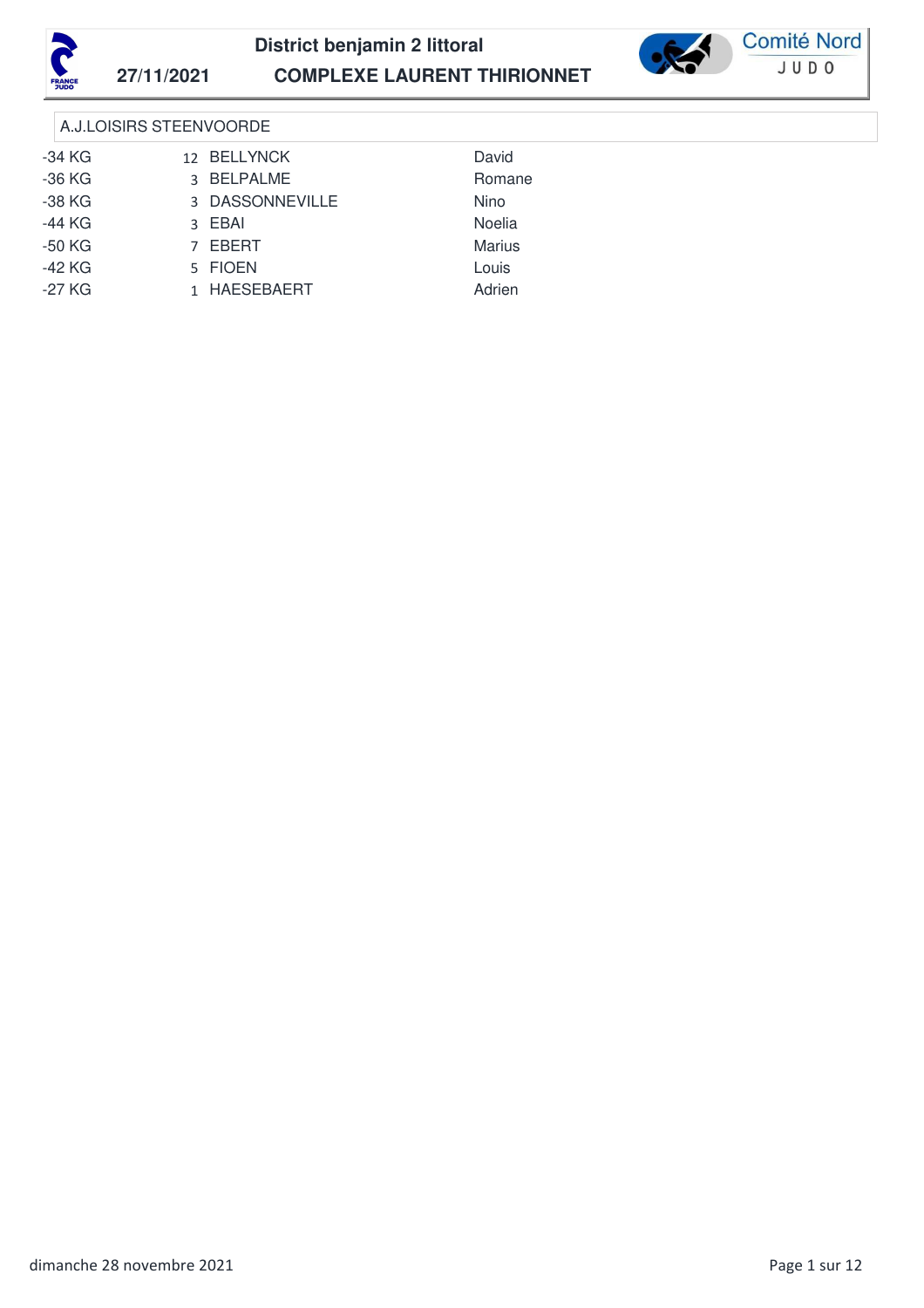**District benjamin 2 littoral**

**27/11/2021** **COMPLEXE LAURENT THIRIONNET**

Comité Nord JUDO

## A.J.LOISIRS STEENVOORDE

| | | | |
|---|---|---|---|
| -34 KG | 12 | BELLYNCK | David |
| -36 KG | 3 | BELPALME | Romane |
| -38 KG | 3 | DASSONNEVILLE | Nino |
| -44 KG | 3 | EBAI | Noelia |
| -50 KG | 7 | EBERT | Marius |
| -42 KG | 5 | FIOEN | Louis |
| -27 KG | 1 | HAESEBAERT | Adrien |

dimanche 28 novembre 2021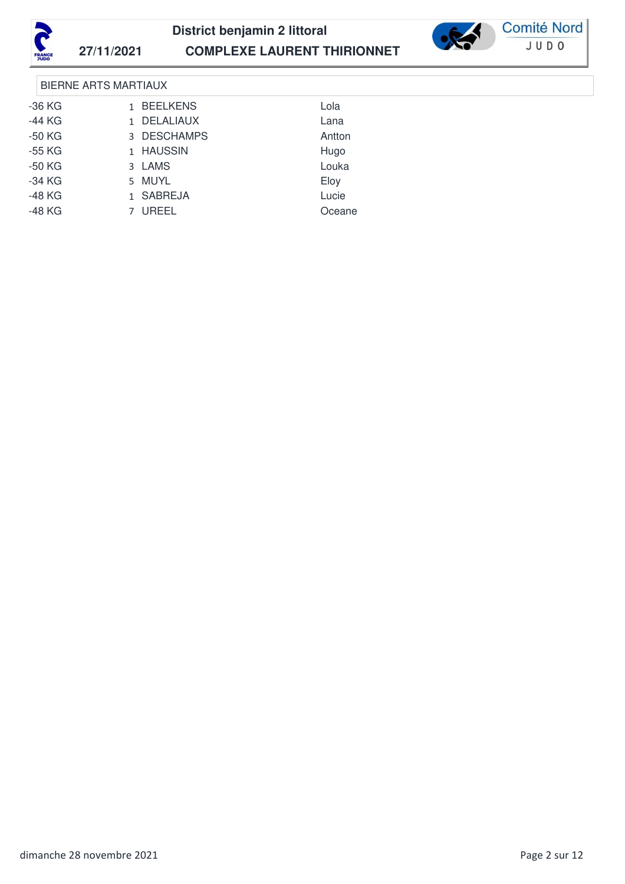**District benjamin 2 littoral**

**27/11/2021** **COMPLEXE LAURENT THIRIONNET**

Comité Nord JUDO

## BIERNE ARTS MARTIAUX

| | | | |
|---|---|---|---|
| -36 KG | 1 | BEELKENS | Lola |
| -44 KG | 1 | DELALIAUX | Lana |
| -50 KG | 3 | DESCHAMPS | Antton |
| -55 KG | 1 | HAUSSIN | Hugo |
| -50 KG | 3 | LAMS | Louka |
| -34 KG | 5 | MUYL | Eloy |
| -48 KG | 1 | SABREJA | Lucie |
| -48 KG | 7 | UREEL | Oceane |

dimanche 28 novembre 2021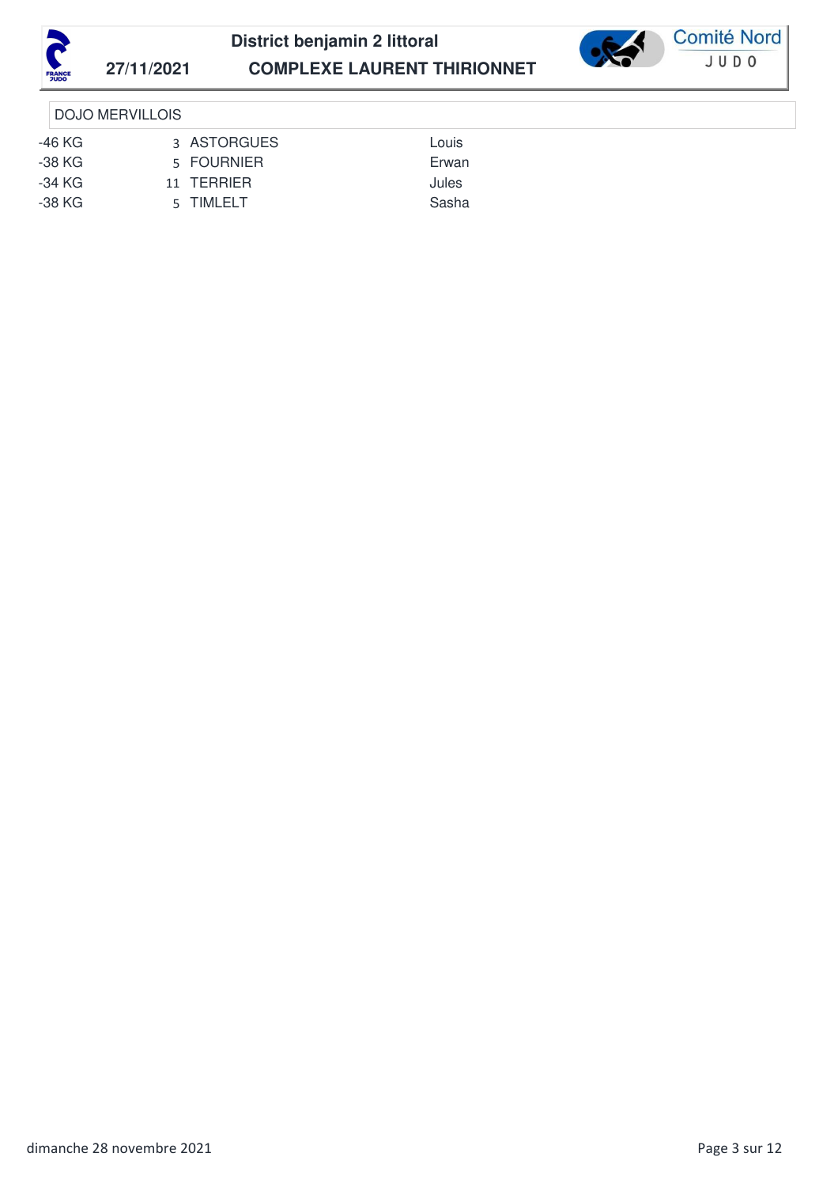**District benjamin 2 littoral**

**27/11/2021** **COMPLEXE LAURENT THIRIONNET**

Comité Nord JUDO

DOJO MERVILLOIS

| | | | |
|---|---|---|---|
| -46 KG | 3 | ASTORGUES | Louis |
| -38 KG | 5 | FOURNIER | Erwan |
| -34 KG | 11 | TERRIER | Jules |
| -38 KG | 5 | TIMLELT | Sasha |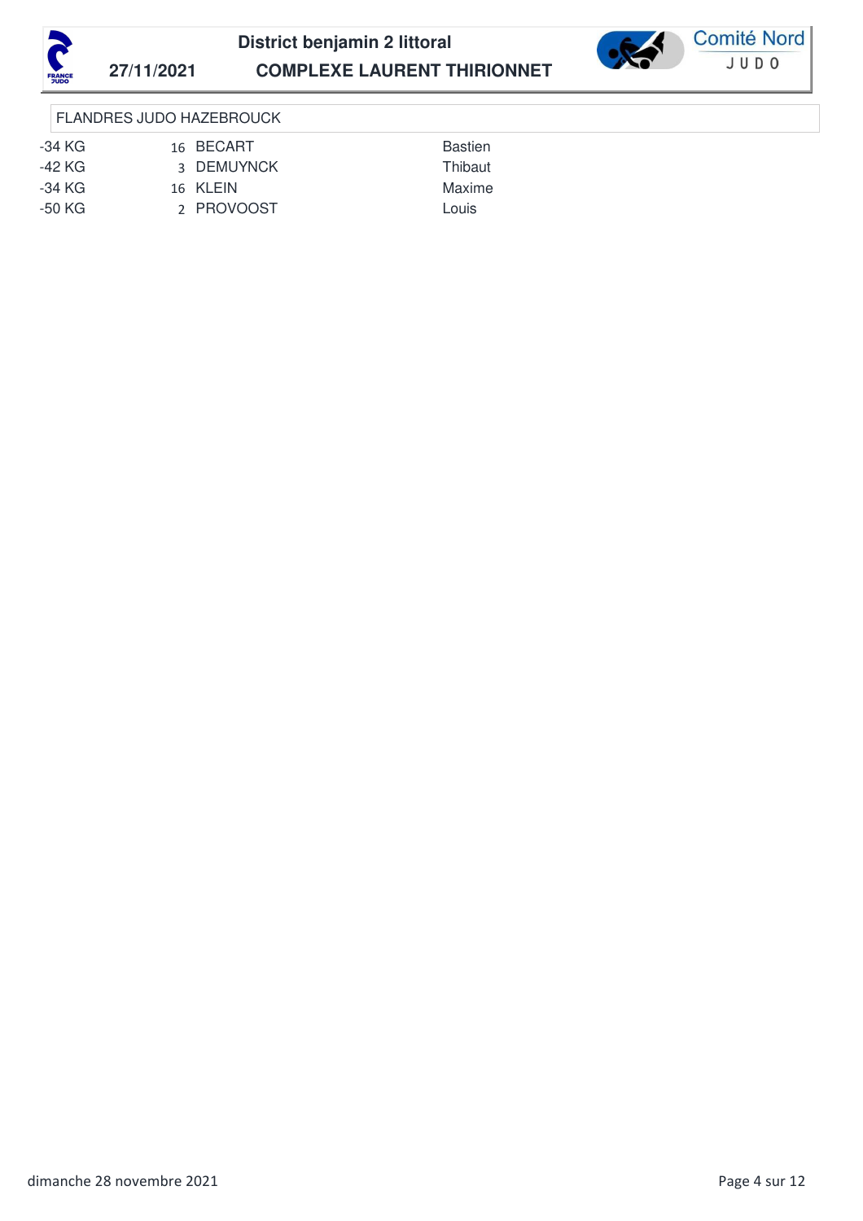## FLANDRES JUDO HAZEBROUCK

| | | | |
|---|---|---|---|
| -34 KG | 16 | BECART | Bastien |
| -42 KG | 3 | DEMUYNCK | Thibaut |
| -34 KG | 16 | KLEIN | Maxime |
| -50 KG | 2 | PROVOOST | Louis |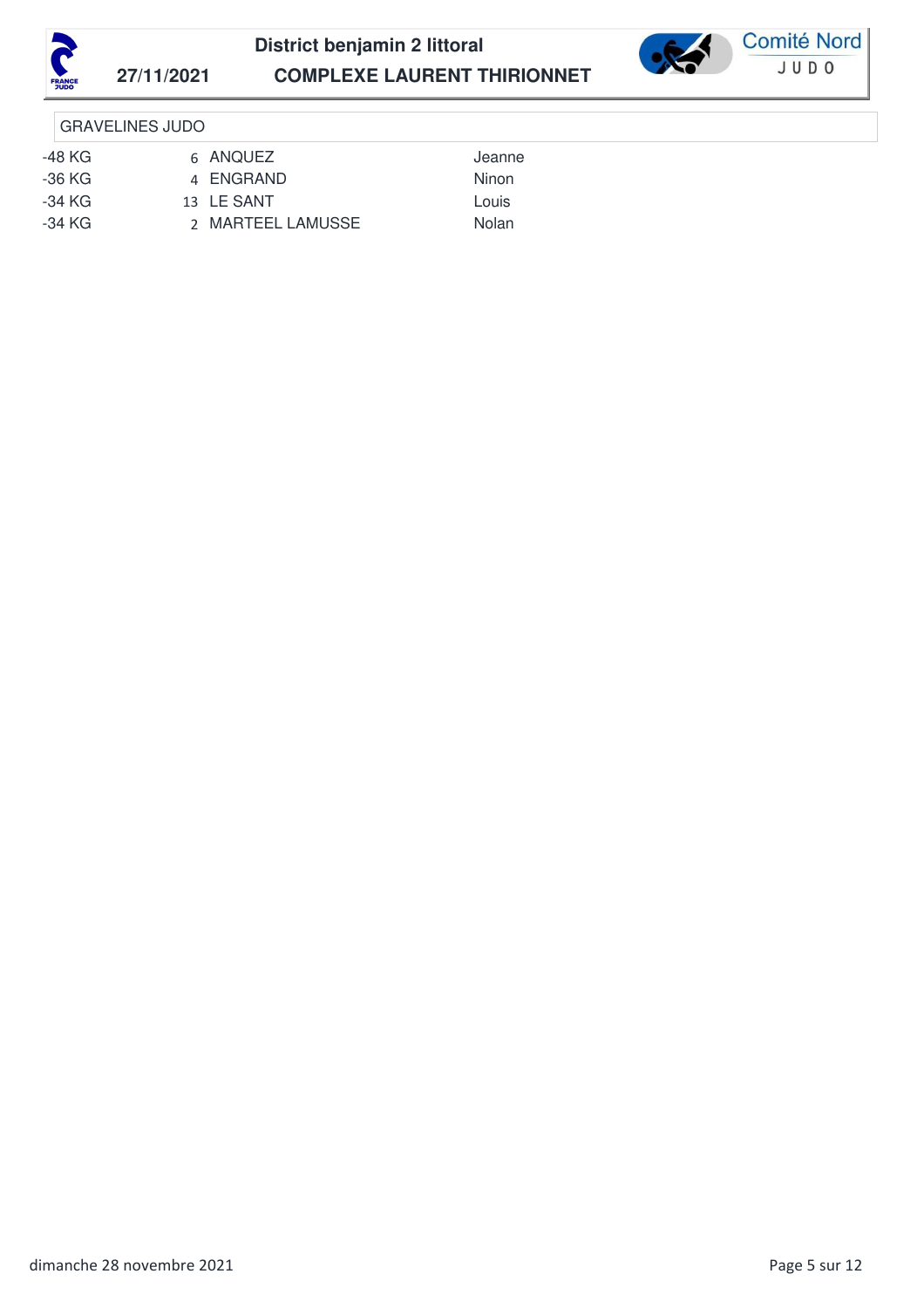GRAVELINES JUDO

| Catégorie | | Nom | Prénom |
|---|---|---|---|
| -48 KG | 6 | ANQUEZ | Jeanne |
| -36 KG | 4 | ENGRAND | Ninon |
| -34 KG | 13 | LE SANT | Louis |
| -34 KG | 2 | MARTEEL LAMUSSE | Nolan |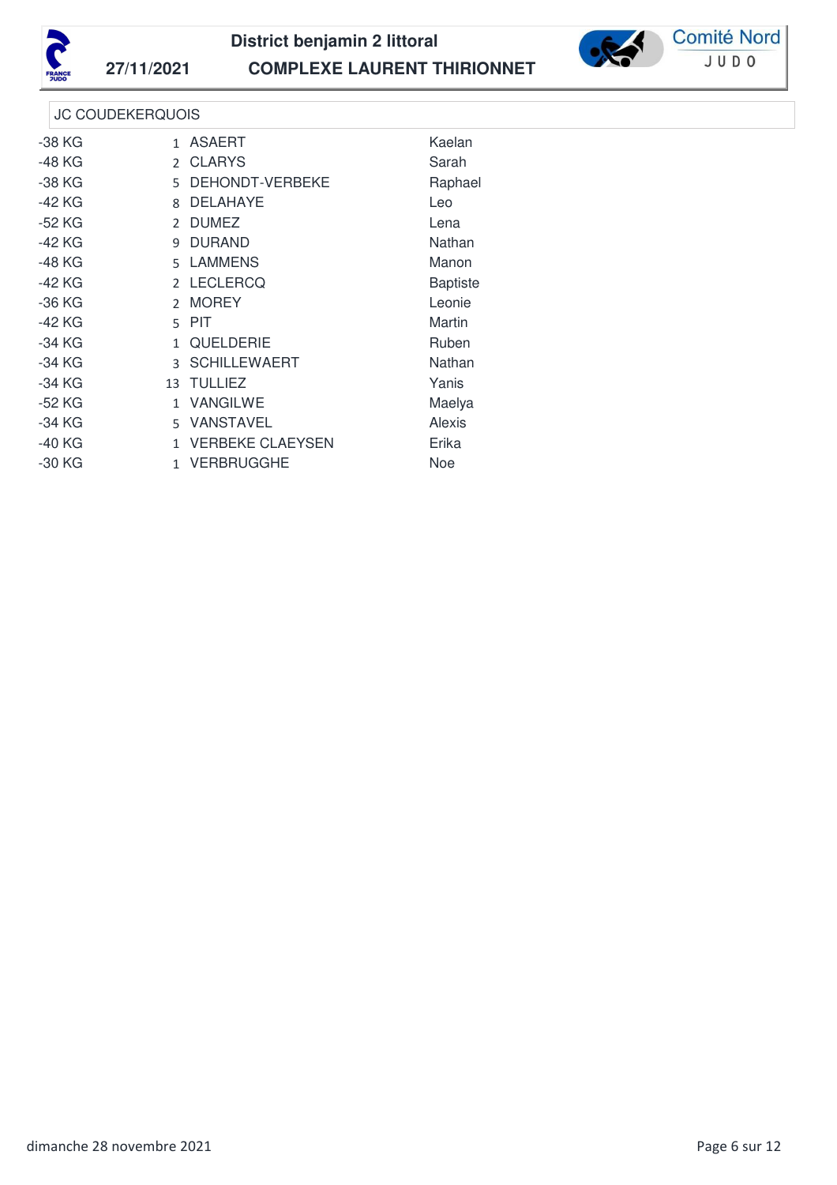**District benjamin 2 littoral**

**27/11/2021** **COMPLEXE LAURENT THIRIONNET**

JC COUDEKERQUOIS

| | | | |
|---|---|---|---|
| -38 KG | 1 | ASAERT | Kaelan |
| -48 KG | 2 | CLARYS | Sarah |
| -38 KG | 5 | DEHONDT-VERBEKE | Raphael |
| -42 KG | 8 | DELAHAYE | Leo |
| -52 KG | 2 | DUMEZ | Lena |
| -42 KG | 9 | DURAND | Nathan |
| -48 KG | 5 | LAMMENS | Manon |
| -42 KG | 2 | LECLERCQ | Baptiste |
| -36 KG | 2 | MOREY | Leonie |
| -42 KG | 5 | PIT | Martin |
| -34 KG | 1 | QUELDERIE | Ruben |
| -34 KG | 3 | SCHILLEWAERT | Nathan |
| -34 KG | 13 | TULLIEZ | Yanis |
| -52 KG | 1 | VANGILWE | Maelya |
| -34 KG | 5 | VANSTAVEL | Alexis |
| -40 KG | 1 | VERBEKE CLAEYSEN | Erika |
| -30 KG | 1 | VERBRUGGHE | Noe |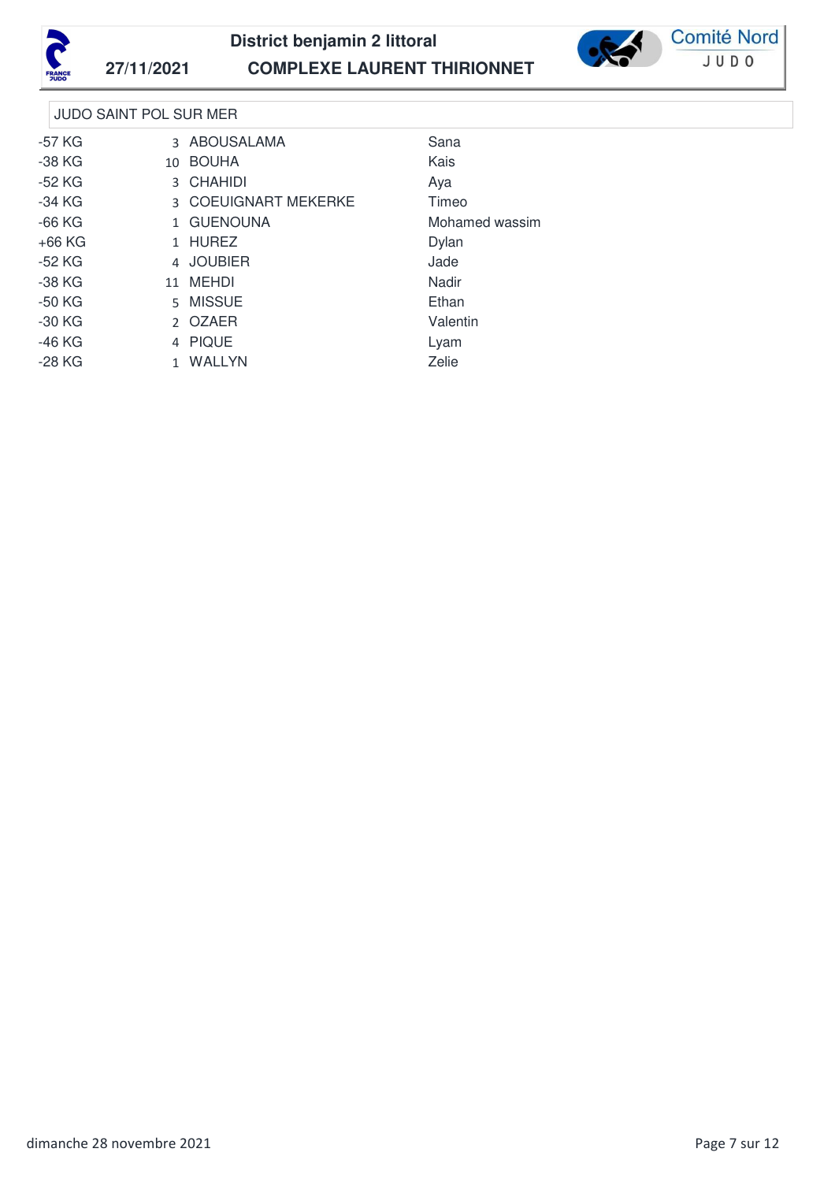**District benjamin 2 littoral**

**27/11/2021** **COMPLEXE LAURENT THIRIONNET**

Comité Nord JUDO

JUDO SAINT POL SUR MER

| | | | |
|---|---|---|---|
| -57 KG | 3 | ABOUSALAMA | Sana |
| -38 KG | 10 | BOUHA | Kais |
| -52 KG | 3 | CHAHIDI | Aya |
| -34 KG | 3 | COEUIGNART MEKERKE | Timeo |
| -66 KG | 1 | GUENOUNA | Mohamed wassim |
| +66 KG | 1 | HUREZ | Dylan |
| -52 KG | 4 | JOUBIER | Jade |
| -38 KG | 11 | MEHDI | Nadir |
| -50 KG | 5 | MISSUE | Ethan |
| -30 KG | 2 | OZAER | Valentin |
| -46 KG | 4 | PIQUE | Lyam |
| -28 KG | 1 | WALLYN | Zelie |

dimanche 28 novembre 2021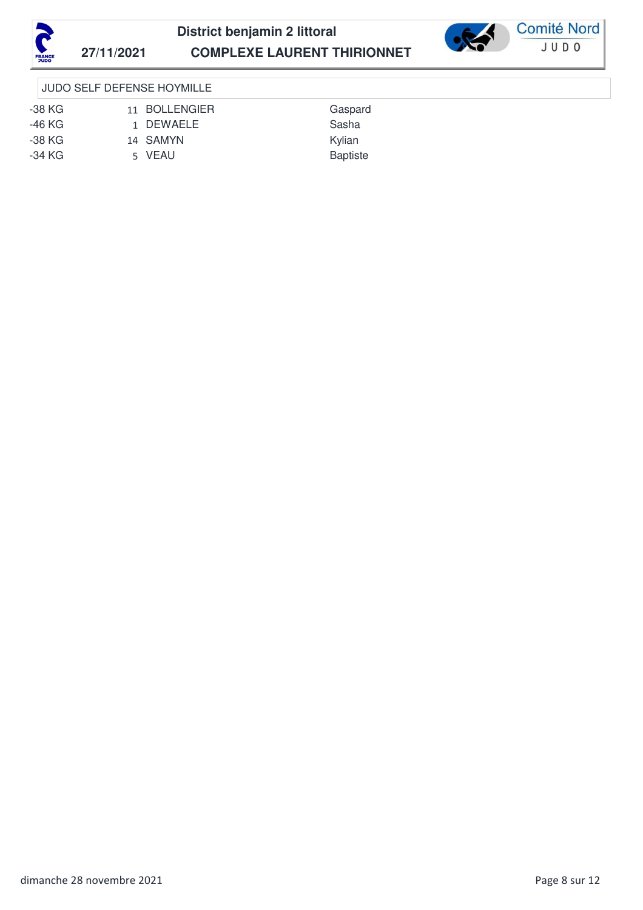District benjamin 2 littoral

27/11/2021 COMPLEXE LAURENT THIRIONNET

Comité Nord JUDO

## JUDO SELF DEFENSE HOYMILLE

| | | | |
|---|---|---|---|
| -38 KG | 11 | BOLLENGIER | Gaspard |
| -46 KG | 1 | DEWAELE | Sasha |
| -38 KG | 14 | SAMYN | Kylian |
| -34 KG | 5 | VEAU | Baptiste |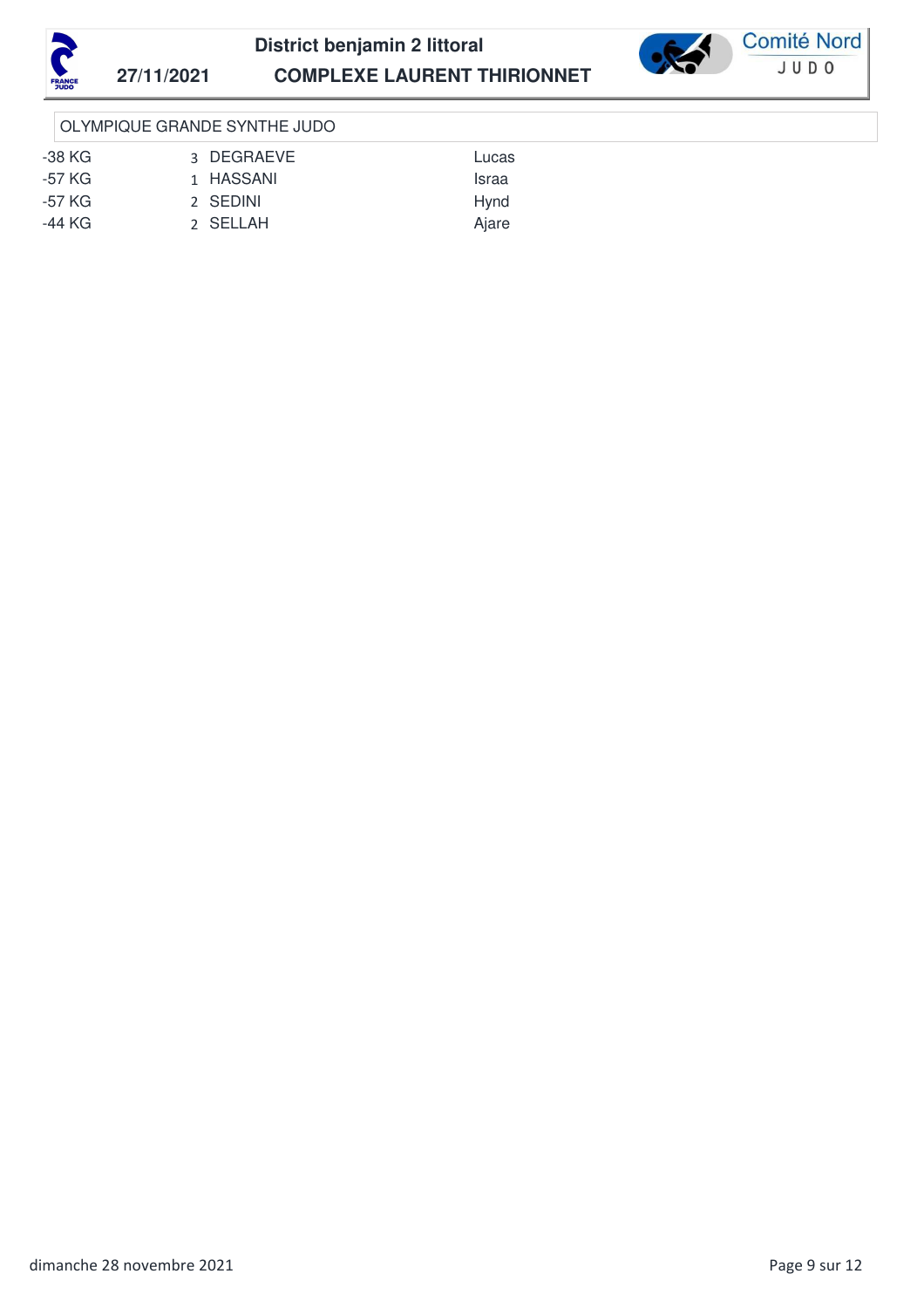**District benjamin 2 littoral**

**27/11/2021** **COMPLEXE LAURENT THIRIONNET**

Comité Nord
JUDO

OLYMPIQUE GRANDE SYNTHE JUDO

| | | | |
|---|---|---|---|
| -38 KG | 3 | DEGRAEVE | Lucas |
| -57 KG | 1 | HASSANI | Israa |
| -57 KG | 2 | SEDINI | Hynd |
| -44 KG | 2 | SELLAH | Ajare |

dimanche 28 novembre 2021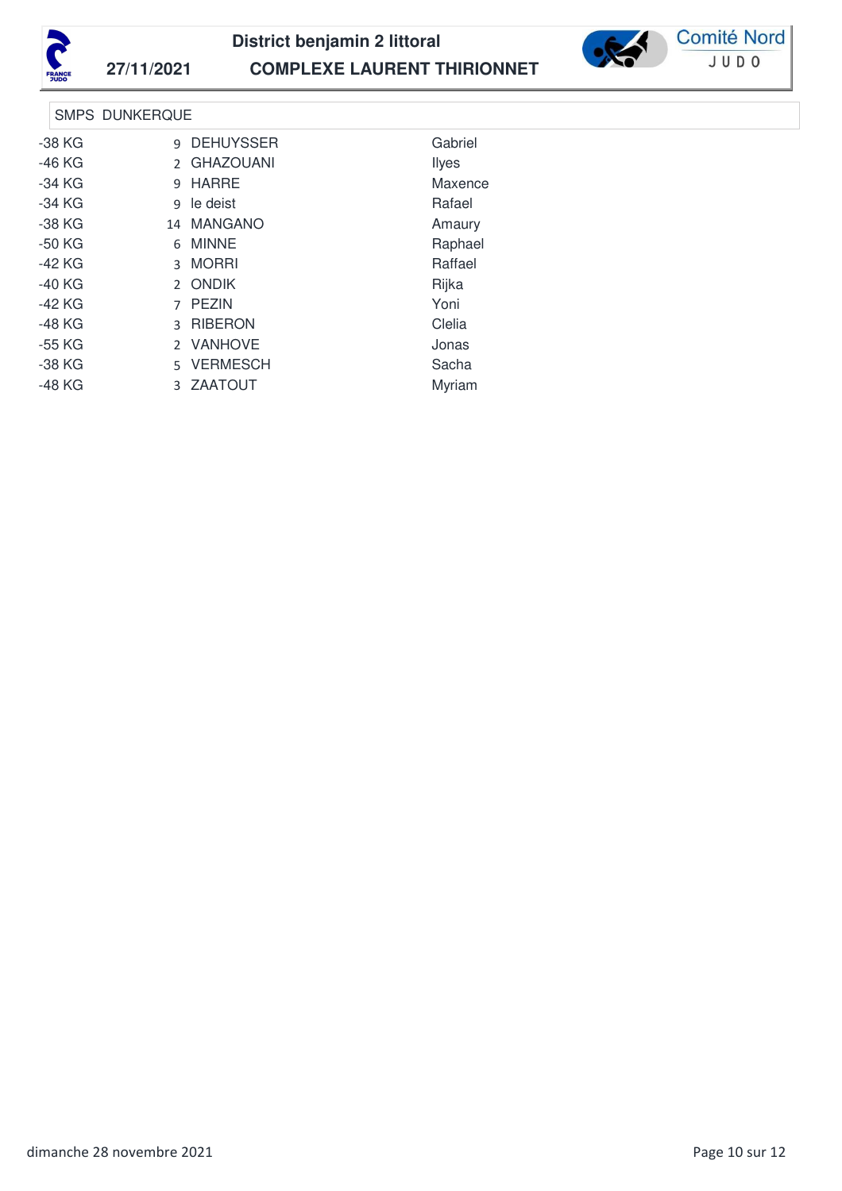**District benjamin 2 littoral**

**27/11/2021** **COMPLEXE LAURENT THIRIONNET**

Comité Nord JUDO

SMPS DUNKERQUE

| | | | |
|---|---|---|---|
| -38 KG | 9 | DEHUYSSER | Gabriel |
| -46 KG | 2 | GHAZOUANI | Ilyes |
| -34 KG | 9 | HARRE | Maxence |
| -34 KG | 9 | le deist | Rafael |
| -38 KG | 14 | MANGANO | Amaury |
| -50 KG | 6 | MINNE | Raphael |
| -42 KG | 3 | MORRI | Raffael |
| -40 KG | 2 | ONDIK | Rijka |
| -42 KG | 7 | PEZIN | Yoni |
| -48 KG | 3 | RIBERON | Clelia |
| -55 KG | 2 | VANHOVE | Jonas |
| -38 KG | 5 | VERMESCH | Sacha |
| -48 KG | 3 | ZAATOUT | Myriam |

dimanche 28 novembre 2021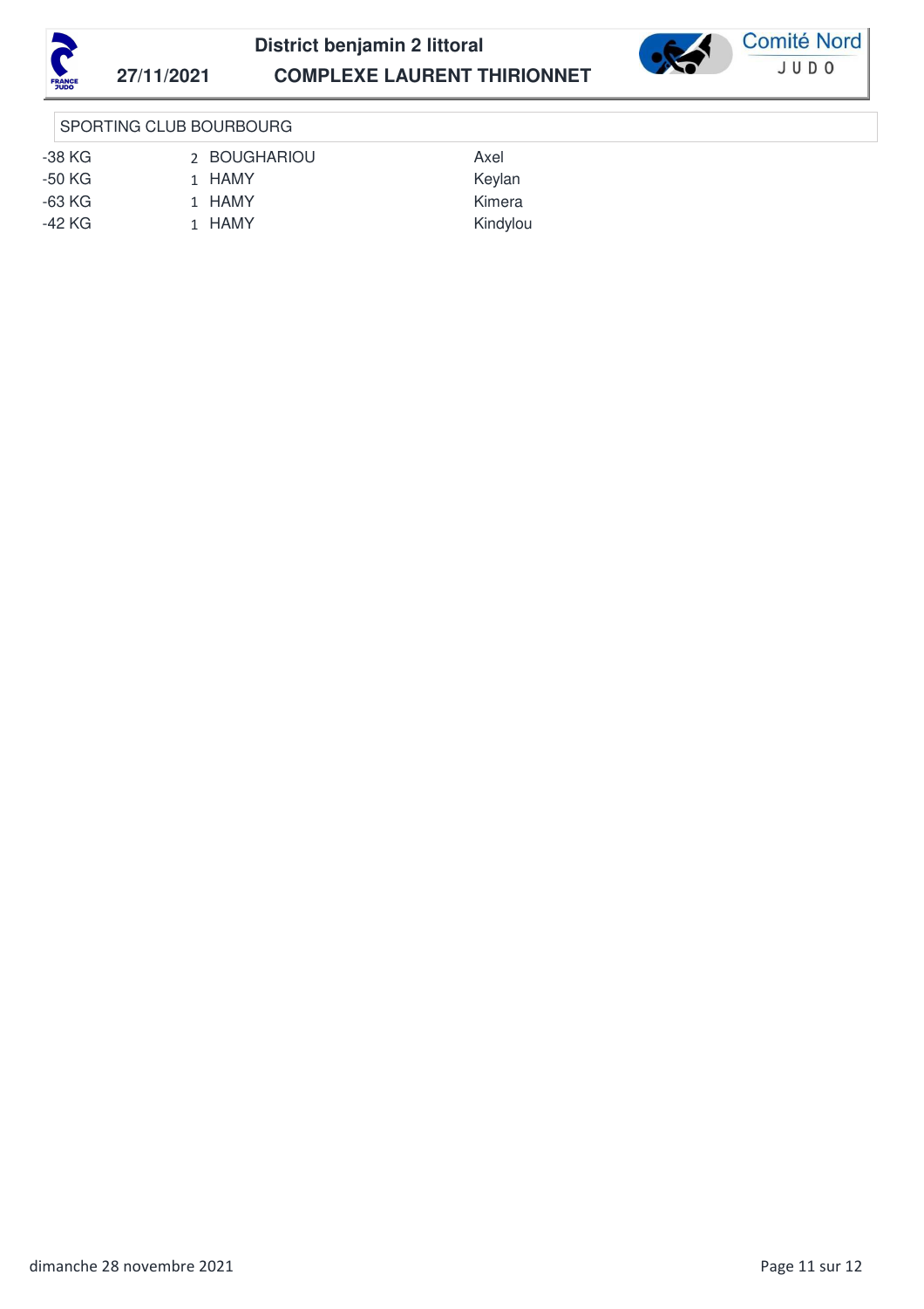SPORTING CLUB BOURBOURG

| | | | |
|---|---|---|---|
| -38 KG | 2 | BOUGHARIOU | Axel |
| -50 KG | 1 | HAMY | Keylan |
| -63 KG | 1 | HAMY | Kimera |
| -42 KG | 1 | HAMY | Kindylou |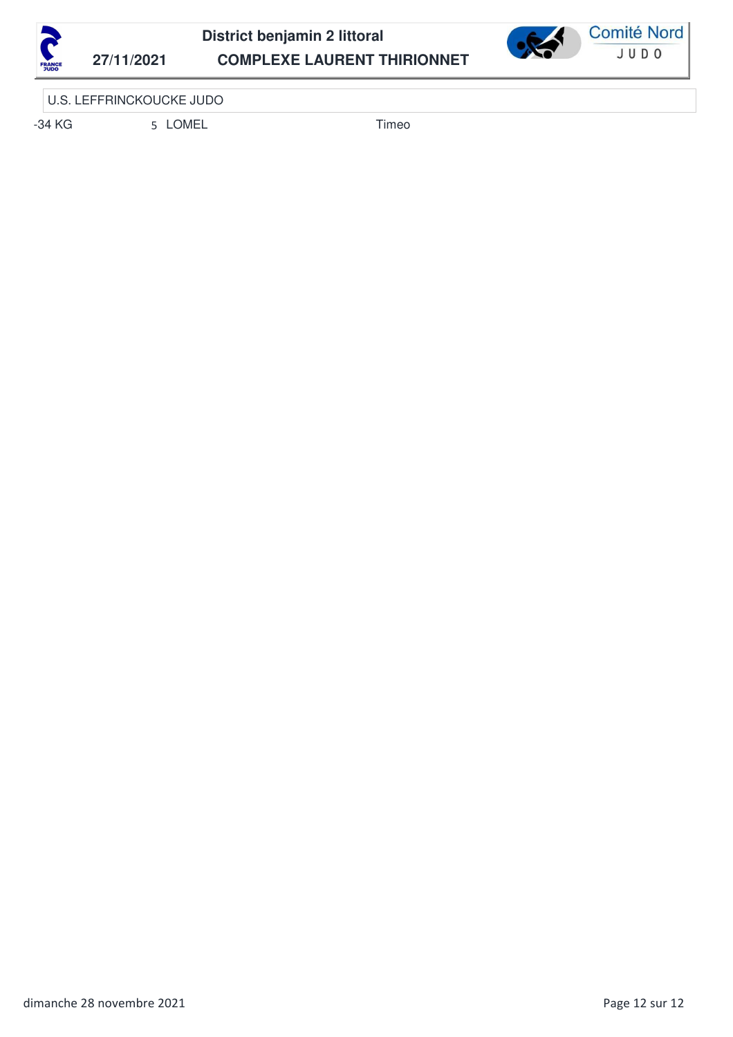U.S. LEFFRINCKOUCKE JUDO

| | | | |
|---|---|---|---|
| -34 KG | 5 | LOMEL | Timeo |